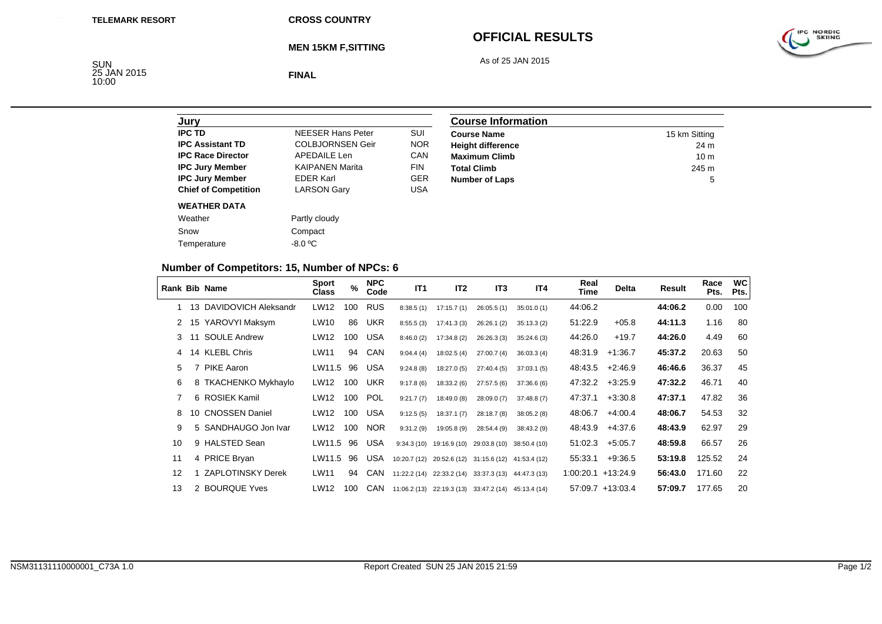TELEMARK RESORT

CROSS COUNTRY

# OFFICIAL RESULTS

## MEN 15KM F,SITTING

As of 25 JAN 2015

SUN
25 JAN 2015
10:00

**FINAL**

| Jury | | |
|---|---|---|
| **IPC TD** | NEESER Hans Peter | SUI |
| **IPC Assistant TD** | COLBJORNSEN Geir | NOR |
| **IPC Race Director** | APEDAILE Len | CAN |
| **IPC Jury Member** | KAIPANEN Marita | FIN |
| **IPC Jury Member** | EDER Karl | GER |
| **Chief of Competition** | LARSON Gary | USA |

**WEATHER DATA**

| | |
|---|---|
| Weather | Partly cloudy |
| Snow | Compact |
| Temperature | -8.0 ºC |

| Course Information | |
|---|---|
| **Course Name** | 15 km Sitting |
| **Height difference** | 24 m |
| **Maximum Climb** | 10 m |
| **Total Climb** | 245 m |
| **Number of Laps** | 5 |

### Number of Competitors: 15, Number of NPCs: 6

| Rank | Bib | Name | Sport Class | % | NPC Code | IT1 | IT2 | IT3 | IT4 | Real Time | Delta | Result | Race Pts. | WC Pts. |
|---|---|---|---|---|---|---|---|---|---|---|---|---|---|---|
| 1 | 13 | DAVIDOVICH Aleksandr | LW12 | 100 | RUS | 8:38.5 (1) | 17:15.7 (1) | 26:05.5 (1) | 35:01.0 (1) | 44:06.2 | | **44:06.2** | 0.00 | 100 |
| 2 | 15 | YAROVYI Maksym | LW10 | 86 | UKR | 8:55.5 (3) | 17:41.3 (3) | 26:26.1 (2) | 35:13.3 (2) | 51:22.9 | +05.8 | **44:11.3** | 1.16 | 80 |
| 3 | 11 | SOULE Andrew | LW12 | 100 | USA | 8:46.0 (2) | 17:34.8 (2) | 26:26.3 (3) | 35:24.6 (3) | 44:26.0 | +19.7 | **44:26.0** | 4.49 | 60 |
| 4 | 14 | KLEBL Chris | LW11 | 94 | CAN | 9:04.4 (4) | 18:02.5 (4) | 27:00.7 (4) | 36:03.3 (4) | 48:31.9 | +1:36.7 | **45:37.2** | 20.63 | 50 |
| 5 | 7 | PIKE Aaron | LW11.5 | 96 | USA | 9:24.8 (8) | 18:27.0 (5) | 27:40.4 (5) | 37:03.1 (5) | 48:43.5 | +2:46.9 | **46:46.6** | 36.37 | 45 |
| 6 | 8 | TKACHENKO Mykhaylo | LW12 | 100 | UKR | 9:17.8 (6) | 18:33.2 (6) | 27:57.5 (6) | 37:36.6 (6) | 47:32.2 | +3:25.9 | **47:32.2** | 46.71 | 40 |
| 7 | 6 | ROSIEK Kamil | LW12 | 100 | POL | 9:21.7 (7) | 18:49.0 (8) | 28:09.0 (7) | 37:48.8 (7) | 47:37.1 | +3:30.8 | **47:37.1** | 47.82 | 36 |
| 8 | 10 | CNOSSEN Daniel | LW12 | 100 | USA | 9:12.5 (5) | 18:37.1 (7) | 28:18.7 (8) | 38:05.2 (8) | 48:06.7 | +4:00.4 | **48:06.7** | 54.53 | 32 |
| 9 | 5 | SANDHAUGO Jon Ivar | LW12 | 100 | NOR | 9:31.2 (9) | 19:05.8 (9) | 28:54.4 (9) | 38:43.2 (9) | 48:43.9 | +4:37.6 | **48:43.9** | 62.97 | 29 |
| 10 | 9 | HALSTED Sean | LW11.5 | 96 | USA | 9:34.3 (10) | 19:16.9 (10) | 29:03.8 (10) | 38:50.4 (10) | 51:02.3 | +5:05.7 | **48:59.8** | 66.57 | 26 |
| 11 | 4 | PRICE Bryan | LW11.5 | 96 | USA | 10:20.7 (12) | 20:52.6 (12) | 31:15.6 (12) | 41:53.4 (12) | 55:33.1 | +9:36.5 | **53:19.8** | 125.52 | 24 |
| 12 | 1 | ZAPLOTINSKY Derek | LW11 | 94 | CAN | 11:22.2 (14) | 22:33.2 (14) | 33:37.3 (13) | 44:47.3 (13) | 1:00:20.1 | +13:24.9 | **56:43.0** | 171.60 | 22 |
| 13 | 2 | BOURQUE Yves | LW12 | 100 | CAN | 11:06.2 (13) | 22:19.3 (13) | 33:47.2 (14) | 45:13.4 (14) | 57:09.7 | +13:03.4 | **57:09.7** | 177.65 | 20 |

NSM31131110000001_C73A 1.0

Report Created SUN 25 JAN 2015 21:59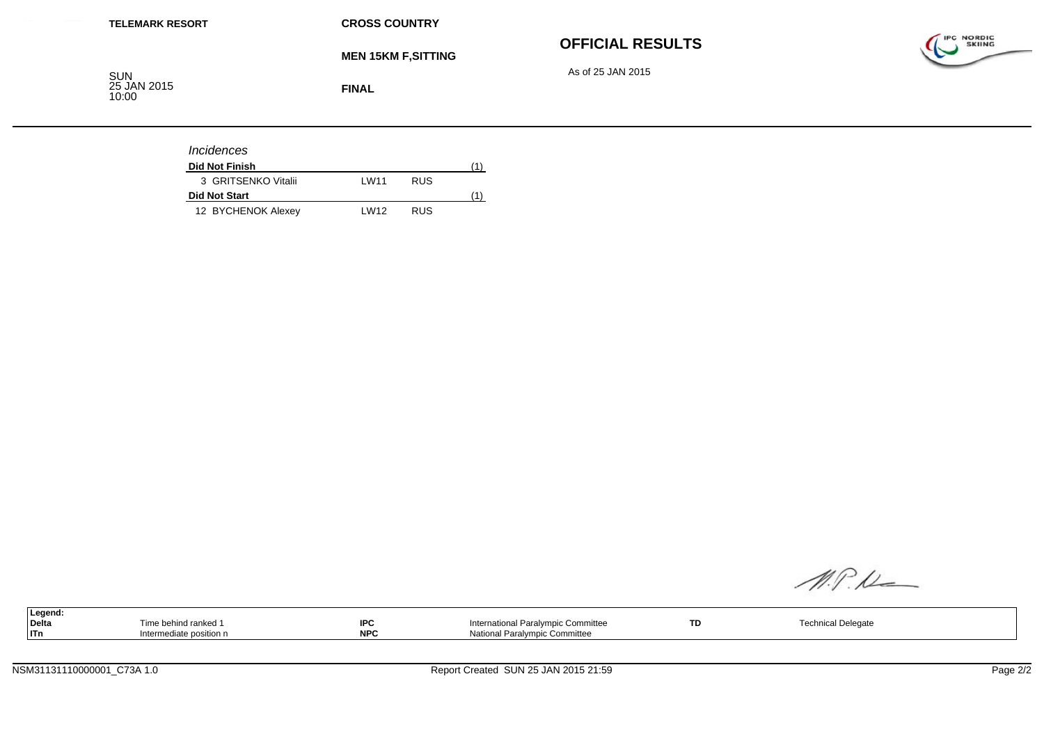**TELEMARK RESORT**

**CROSS COUNTRY**

**MEN 15KM F,SITTING**

**FINAL**

SUN
25 JAN 2015
10:00

## OFFICIAL RESULTS

As of 25 JAN 2015

*Incidences*

| **Did Not Finish** | | | (1) |
|---|---|---|---|
| 3 GRITSENKO Vitalii | LW11 | RUS | |
| **Did Not Start** | | | (1) |
| 12 BYCHENOK Alexey | LW12 | RUS | |

| **Legend:** | | | | | |
|---|---|---|---|---|---|
| **Delta** | Time behind ranked 1 | **IPC** | International Paralympic Committee | **TD** | Technical Delegate |
| **ITn** | Intermediate position n | **NPC** | National Paralympic Committee | | |

NSM31131110000001_C73A 1.0

Report Created SUN 25 JAN 2015 21:59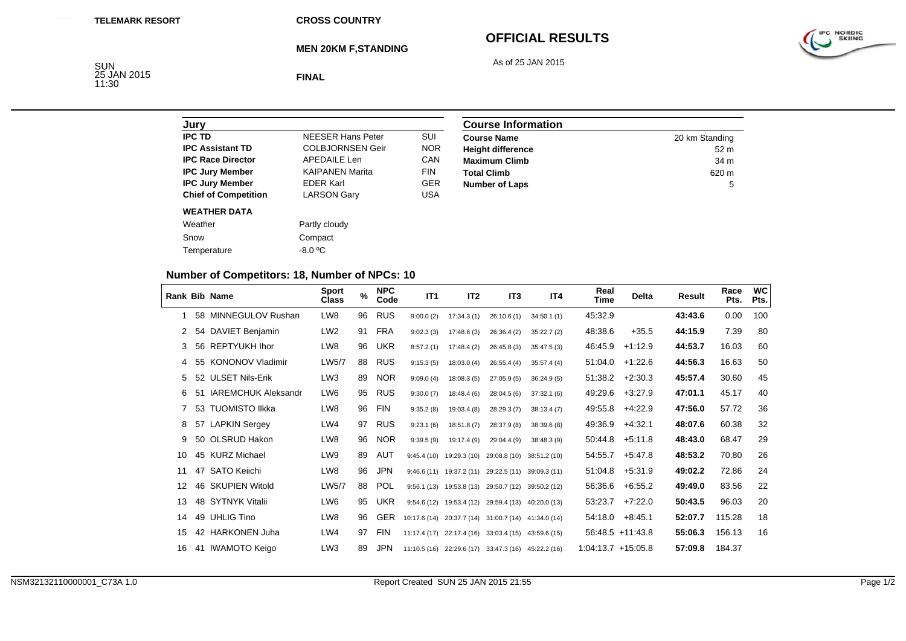**TELEMARK RESORT**

**CROSS COUNTRY**

**MEN 20KM F,STANDING**

**FINAL**

# OFFICIAL RESULTS

As of 25 JAN 2015

SUN
25 JAN 2015
11:30

| Jury | | |
|---|---|---|
| **IPC TD** | NEESER Hans Peter | SUI |
| **IPC Assistant TD** | COLBJORNSEN Geir | NOR |
| **IPC Race Director** | APEDAILE Len | CAN |
| **IPC Jury Member** | KAIPANEN Marita | FIN |
| **IPC Jury Member** | EDER Karl | GER |
| **Chief of Competition** | LARSON Gary | USA |

**WEATHER DATA**

| | |
|---|---|
| Weather | Partly cloudy |
| Snow | Compact |
| Temperature | -8.0 ºC |

| Course Information | |
|---|---|
| **Course Name** | 20 km Standing |
| **Height difference** | 52 m |
| **Maximum Climb** | 34 m |
| **Total Climb** | 620 m |
| **Number of Laps** | 5 |

## Number of Competitors: 18, Number of NPCs: 10

| Rank | Bib | Name | Sport Class | % | NPC Code | IT1 | IT2 | IT3 | IT4 | Real Time | Delta | Result | Race Pts. | WC Pts. |
|---|---|---|---|---|---|---|---|---|---|---|---|---|---|---|
| 1 | 58 | MINNEGULOV Rushan | LW8 | 96 | RUS | 9:00.0 (2) | 17:34.3 (1) | 26:10.6 (1) | 34:50.1 (1) | 45:32.9 | | **43:43.6** | 0.00 | 100 |
| 2 | 54 | DAVIET Benjamin | LW2 | 91 | FRA | 9:02.3 (3) | 17:48.6 (3) | 26:36.4 (2) | 35:22.7 (2) | 48:38.6 | +35.5 | **44:15.9** | 7.39 | 80 |
| 3 | 56 | REPTYUKH Ihor | LW8 | 96 | UKR | 8:57.2 (1) | 17:48.4 (2) | 26:45.8 (3) | 35:47.5 (3) | 46:45.9 | +1:12.9 | **44:53.7** | 16.03 | 60 |
| 4 | 55 | KONONOV Vladimir | LW5/7 | 88 | RUS | 9:15.3 (5) | 18:03.0 (4) | 26:55.4 (4) | 35:57.4 (4) | 51:04.0 | +1:22.6 | **44:56.3** | 16.63 | 50 |
| 5 | 52 | ULSET Nils-Erik | LW3 | 89 | NOR | 9:09.0 (4) | 18:08.3 (5) | 27:05.9 (5) | 36:24.9 (5) | 51:38.2 | +2:30.3 | **45:57.4** | 30.60 | 45 |
| 6 | 51 | IAREMCHUK Aleksandr | LW6 | 95 | RUS | 9:30.0 (7) | 18:48.4 (6) | 28:04.5 (6) | 37:32.1 (6) | 49:29.6 | +3:27.9 | **47:01.1** | 45.17 | 40 |
| 7 | 53 | TUOMISTO Ilkka | LW8 | 96 | FIN | 9:35.2 (8) | 19:03.4 (8) | 28:29.3 (7) | 38:13.4 (7) | 49:55.8 | +4:22.9 | **47:56.0** | 57.72 | 36 |
| 8 | 57 | LAPKIN Sergey | LW4 | 97 | RUS | 9:23.1 (6) | 18:51.8 (7) | 28:37.9 (8) | 38:39.6 (8) | 49:36.9 | +4:32.1 | **48:07.6** | 60.38 | 32 |
| 9 | 50 | OLSRUD Hakon | LW8 | 96 | NOR | 9:39.5 (9) | 19:17.4 (9) | 29:04.4 (9) | 38:48.3 (9) | 50:44.8 | +5:11.8 | **48:43.0** | 68.47 | 29 |
| 10 | 45 | KURZ Michael | LW9 | 89 | AUT | 9:45.4 (10) | 19:29.3 (10) | 29:08.8 (10) | 38:51.2 (10) | 54:55.7 | +5:47.8 | **48:53.2** | 70.80 | 26 |
| 11 | 47 | SATO Keiichi | LW8 | 96 | JPN | 9:46.6 (11) | 19:37.2 (11) | 29:22.5 (11) | 39:09.3 (11) | 51:04.8 | +5:31.9 | **49:02.2** | 72.86 | 24 |
| 12 | 46 | SKUPIEN Witold | LW5/7 | 88 | POL | 9:56.1 (13) | 19:53.8 (13) | 29:50.7 (12) | 39:50.2 (12) | 56:36.6 | +6:55.2 | **49:49.0** | 83.56 | 22 |
| 13 | 48 | SYTNYK Vitalii | LW6 | 95 | UKR | 9:54.6 (12) | 19:53.4 (12) | 29:59.4 (13) | 40:20.0 (13) | 53:23.7 | +7:22.0 | **50:43.5** | 96.03 | 20 |
| 14 | 49 | UHLIG Tino | LW8 | 96 | GER | 10:17.6 (14) | 20:37.7 (14) | 31:00.7 (14) | 41:34.0 (14) | 54:18.0 | +8:45.1 | **52:07.7** | 115.28 | 18 |
| 15 | 42 | HARKONEN Juha | LW4 | 97 | FIN | 11:17.4 (17) | 22:17.4 (16) | 33:03.4 (15) | 43:59.6 (15) | 56:48.5 | +11:43.8 | **55:06.3** | 156.13 | 16 |
| 16 | 41 | IWAMOTO Keigo | LW3 | 89 | JPN | 11:10.5 (16) | 22:29.6 (17) | 33:47.3 (16) | 45:22.2 (16) | 1:04:13.7 | +15:05.8 | **57:09.8** | 184.37 | |

NSM32132110000001_C73A 1.0

Report Created SUN 25 JAN 2015 21:55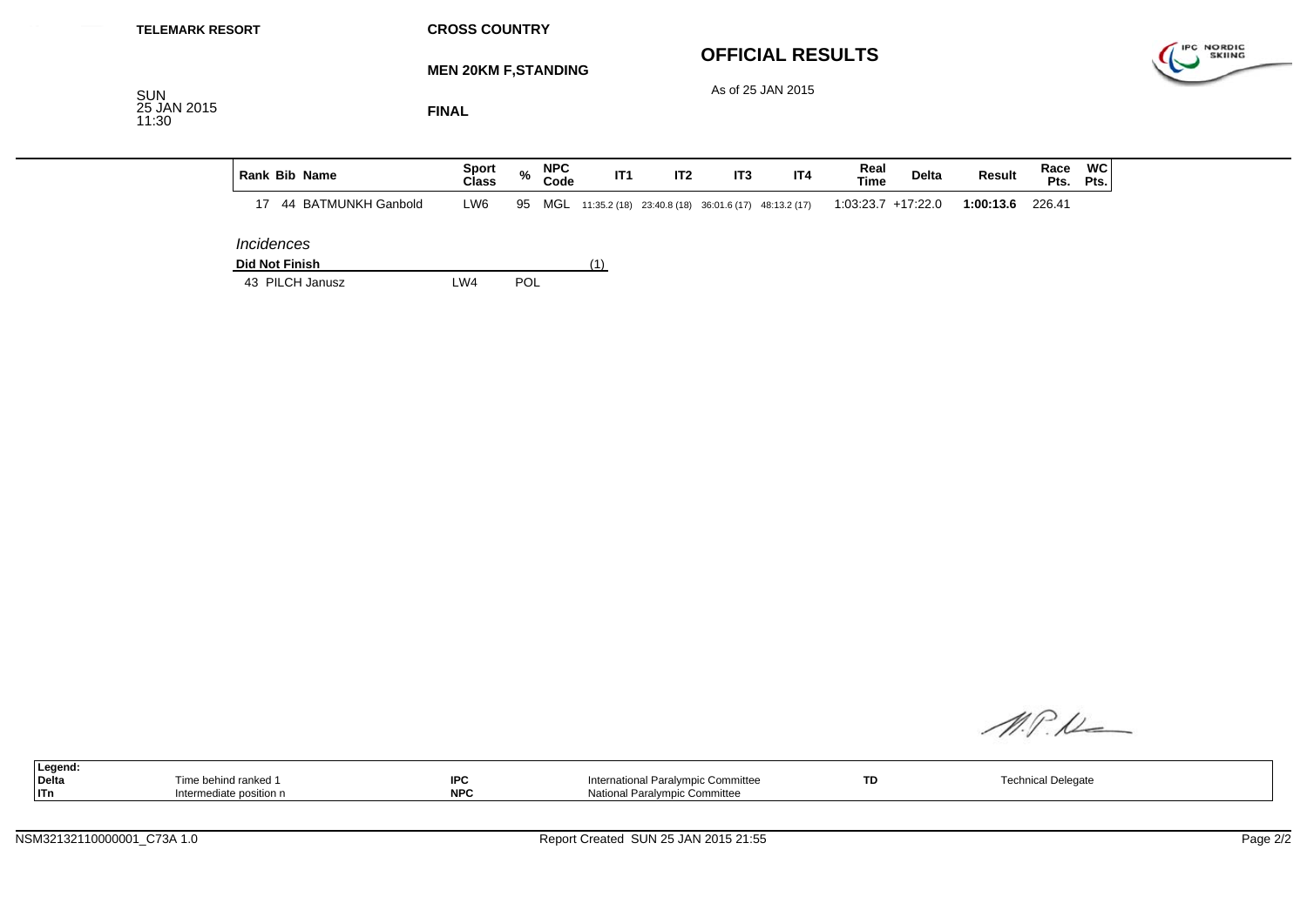TELEMARK RESORT

CROSS COUNTRY

MEN 20KM F,STANDING

FINAL

SUN 25 JAN 2015 11:30

# OFFICIAL RESULTS

As of 25 JAN 2015

| Rank | Bib | Name | Sport Class | % | NPC Code | IT1 | IT2 | IT3 | IT4 | Real Time | Delta | Result | Race Pts. | WC Pts. |
|---|---|---|---|---|---|---|---|---|---|---|---|---|---|---|
| 17 | 44 | BATMUNKH Ganbold | LW6 | 95 | MGL | 11:35.2 (18) | 23:40.8 (18) | 36:01.6 (17) | 48:13.2 (17) | 1:03:23.7 | +17:22.0 | **1:00:13.6** | 226.41 | |

*Incidences*

**Did Not Finish** (1)

| Bib | Name | Sport Class | NPC Code |
|---|---|---|---|
| 43 | PILCH Janusz | LW4 | POL |

| Legend: | | | | | |
|---|---|---|---|---|---|
| Delta | Time behind ranked 1 | IPC | International Paralympic Committee | TD | Technical Delegate |
| ITn | Intermediate position n | NPC | National Paralympic Committee | | |

NSM32132110000001_C73A 1.0

Report Created SUN 25 JAN 2015 21:55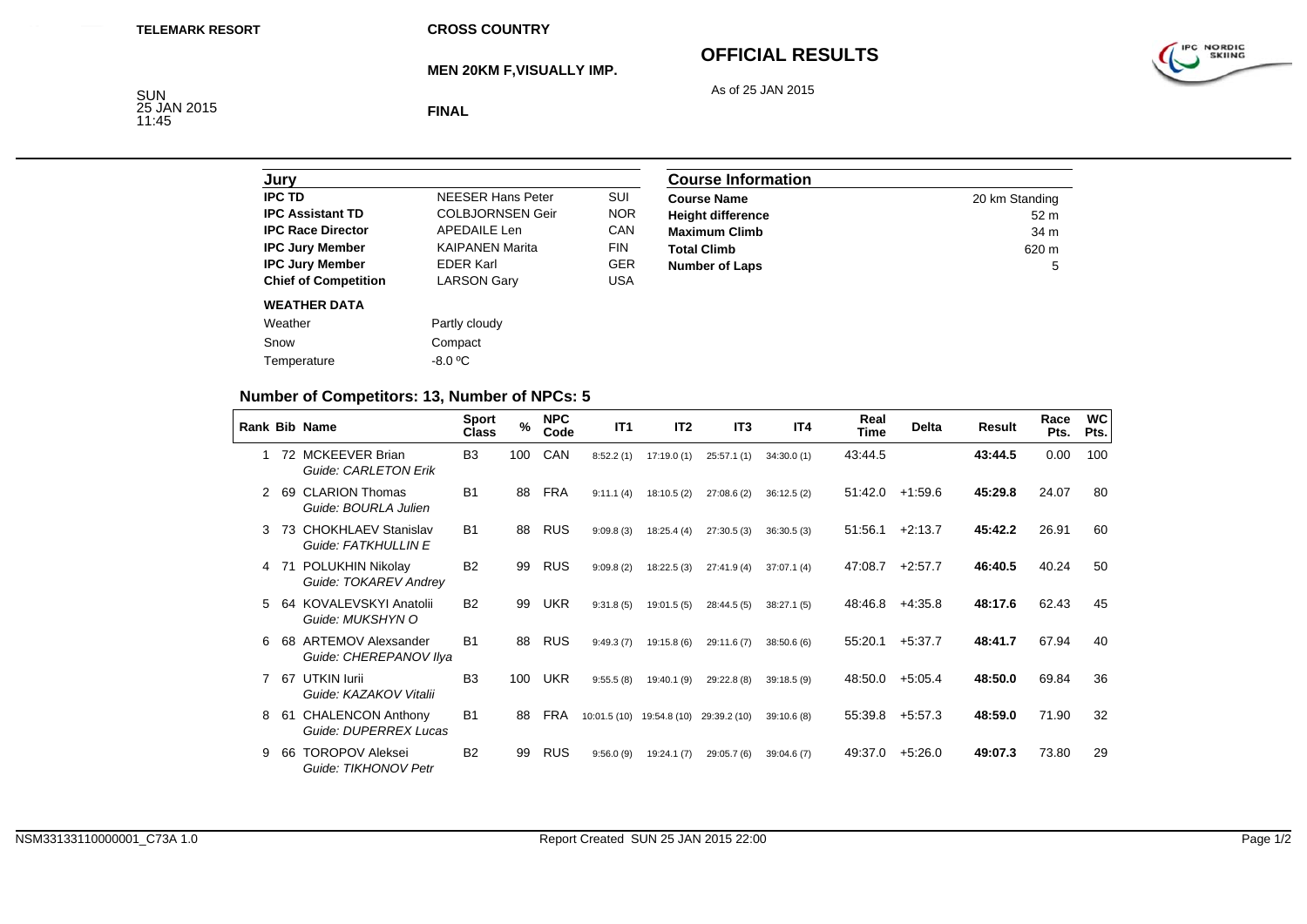**TELEMARK RESORT**

**CROSS COUNTRY**

**MEN 20KM F,VISUALLY IMP.**

**FINAL**

# OFFICIAL RESULTS

As of 25 JAN 2015

SUN
25 JAN 2015
11:45

| Jury | | |
|---|---|---|
| **IPC TD** | NEESER Hans Peter | SUI |
| **IPC Assistant TD** | COLBJORNSEN Geir | NOR |
| **IPC Race Director** | APEDAILE Len | CAN |
| **IPC Jury Member** | KAIPANEN Marita | FIN |
| **IPC Jury Member** | EDER Karl | GER |
| **Chief of Competition** | LARSON Gary | USA |

| Course Information | |
|---|---|
| **Course Name** | 20 km Standing |
| **Height difference** | 52 m |
| **Maximum Climb** | 34 m |
| **Total Climb** | 620 m |
| **Number of Laps** | 5 |

**WEATHER DATA**

| | |
|---|---|
| Weather | Partly cloudy |
| Snow | Compact |
| Temperature | -8.0 ºC |

## Number of Competitors: 13, Number of NPCs: 5

| Rank | Bib | Name | Sport Class | % | NPC Code | IT1 | IT2 | IT3 | IT4 | Real Time | Delta | Result | Race Pts. | WC Pts. |
|---|---|---|---|---|---|---|---|---|---|---|---|---|---|---|
| 1 | 72 | MCKEEVER Brian<br>*Guide: CARLETON Erik* | B3 | 100 | CAN | 8:52.2 (1) | 17:19.0 (1) | 25:57.1 (1) | 34:30.0 (1) | 43:44.5 | | **43:44.5** | 0.00 | 100 |
| 2 | 69 | CLARION Thomas<br>*Guide: BOURLA Julien* | B1 | 88 | FRA | 9:11.1 (4) | 18:10.5 (2) | 27:08.6 (2) | 36:12.5 (2) | 51:42.0 | +1:59.6 | **45:29.8** | 24.07 | 80 |
| 3 | 73 | CHOKHLAEV Stanislav<br>*Guide: FATKHULLIN E* | B1 | 88 | RUS | 9:09.8 (3) | 18:25.4 (4) | 27:30.5 (3) | 36:30.5 (3) | 51:56.1 | +2:13.7 | **45:42.2** | 26.91 | 60 |
| 4 | 71 | POLUKHIN Nikolay<br>*Guide: TOKAREV Andrey* | B2 | 99 | RUS | 9:09.8 (2) | 18:22.5 (3) | 27:41.9 (4) | 37:07.1 (4) | 47:08.7 | +2:57.7 | **46:40.5** | 40.24 | 50 |
| 5 | 64 | KOVALEVSKYI Anatolii<br>*Guide: MUKSHYN O* | B2 | 99 | UKR | 9:31.8 (5) | 19:01.5 (5) | 28:44.5 (5) | 38:27.1 (5) | 48:46.8 | +4:35.8 | **48:17.6** | 62.43 | 45 |
| 6 | 68 | ARTEMOV Alexsander<br>*Guide: CHEREPANOV Ilya* | B1 | 88 | RUS | 9:49.3 (7) | 19:15.8 (6) | 29:11.6 (7) | 38:50.6 (6) | 55:20.1 | +5:37.7 | **48:41.7** | 67.94 | 40 |
| 7 | 67 | UTKIN Iurii<br>*Guide: KAZAKOV Vitalii* | B3 | 100 | UKR | 9:55.5 (8) | 19:40.1 (9) | 29:22.8 (8) | 39:18.5 (9) | 48:50.0 | +5:05.4 | **48:50.0** | 69.84 | 36 |
| 8 | 61 | CHALENCON Anthony<br>*Guide: DUPERREX Lucas* | B1 | 88 | FRA | 10:01.5 (10) | 19:54.8 (10) | 29:39.2 (10) | 39:10.6 (8) | 55:39.8 | +5:57.3 | **48:59.0** | 71.90 | 32 |
| 9 | 66 | TOROPOV Aleksei<br>*Guide: TIKHONOV Petr* | B2 | 99 | RUS | 9:56.0 (9) | 19:24.1 (7) | 29:05.7 (6) | 39:04.6 (7) | 49:37.0 | +5:26.0 | **49:07.3** | 73.80 | 29 |

NSM33133110000001_C73A 1.0

Report Created SUN 25 JAN 2015 22:00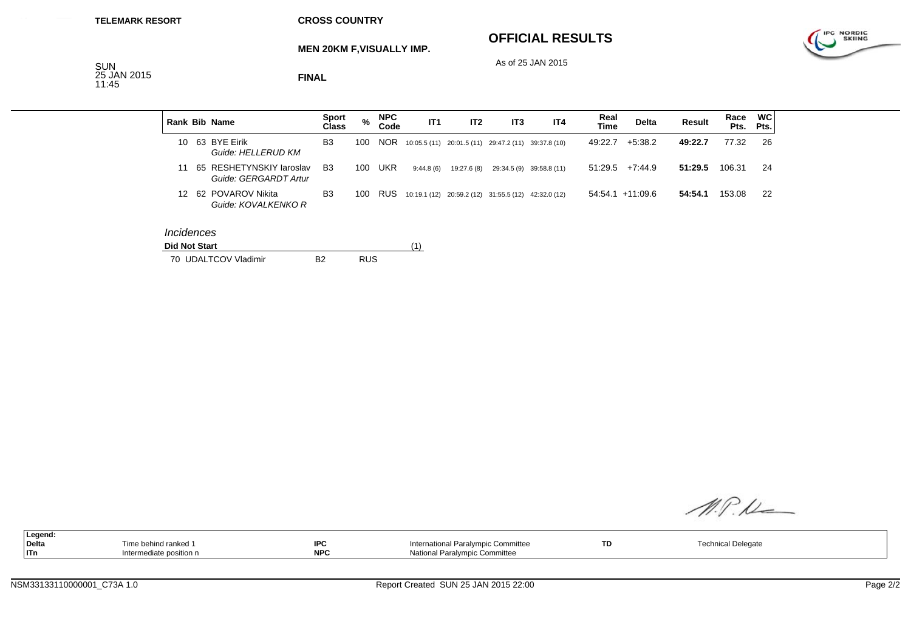TELEMARK RESORT

**CROSS COUNTRY**

# OFFICIAL RESULTS

**MEN 20KM F,VISUALLY IMP.**

As of 25 JAN 2015

SUN
25 JAN 2015
11:45

**FINAL**

| Rank | Bib | Name | Sport Class | % | NPC Code | IT1 | IT2 | IT3 | IT4 | Real Time | Delta | Result | Race Pts. | WC Pts. |
|---|---|---|---|---|---|---|---|---|---|---|---|---|---|---|
| 10 | 63 | BYE Eirik<br>*Guide: HELLERUD KM* | B3 | 100 | NOR | 10:05.5 (11) | 20:01.5 (11) | 29:47.2 (11) | 39:37.8 (10) | 49:22.7 | +5:38.2 | **49:22.7** | 77.32 | 26 |
| 11 | 65 | RESHETYNSKIY Iaroslav<br>*Guide: GERGARDT Artur* | B3 | 100 | UKR | 9:44.8 (6) | 19:27.6 (8) | 29:34.5 (9) | 39:58.8 (11) | 51:29.5 | +7:44.9 | **51:29.5** | 106.31 | 24 |
| 12 | 62 | POVAROV Nikita<br>*Guide: KOVALKENKO R* | B3 | 100 | RUS | 10:19.1 (12) | 20:59.2 (12) | 31:55.5 (12) | 42:32.0 (12) | 54:54.1 | +11:09.6 | **54:54.1** | 153.08 | 22 |

*Incidences*

**Did Not Start** (1)

| | | | |
|---|---|---|---|
| 70 | UDALTCOV Vladimir | B2 | RUS |

| Legend: | | | | | |
|---|---|---|---|---|---|
| Delta | Time behind ranked 1 | IPC | International Paralympic Committee | TD | Technical Delegate |
| ITn | Intermediate position n | NPC | National Paralympic Committee | | |

NSM33133110000001_C73A 1.0 Report Created SUN 25 JAN 2015 22:00